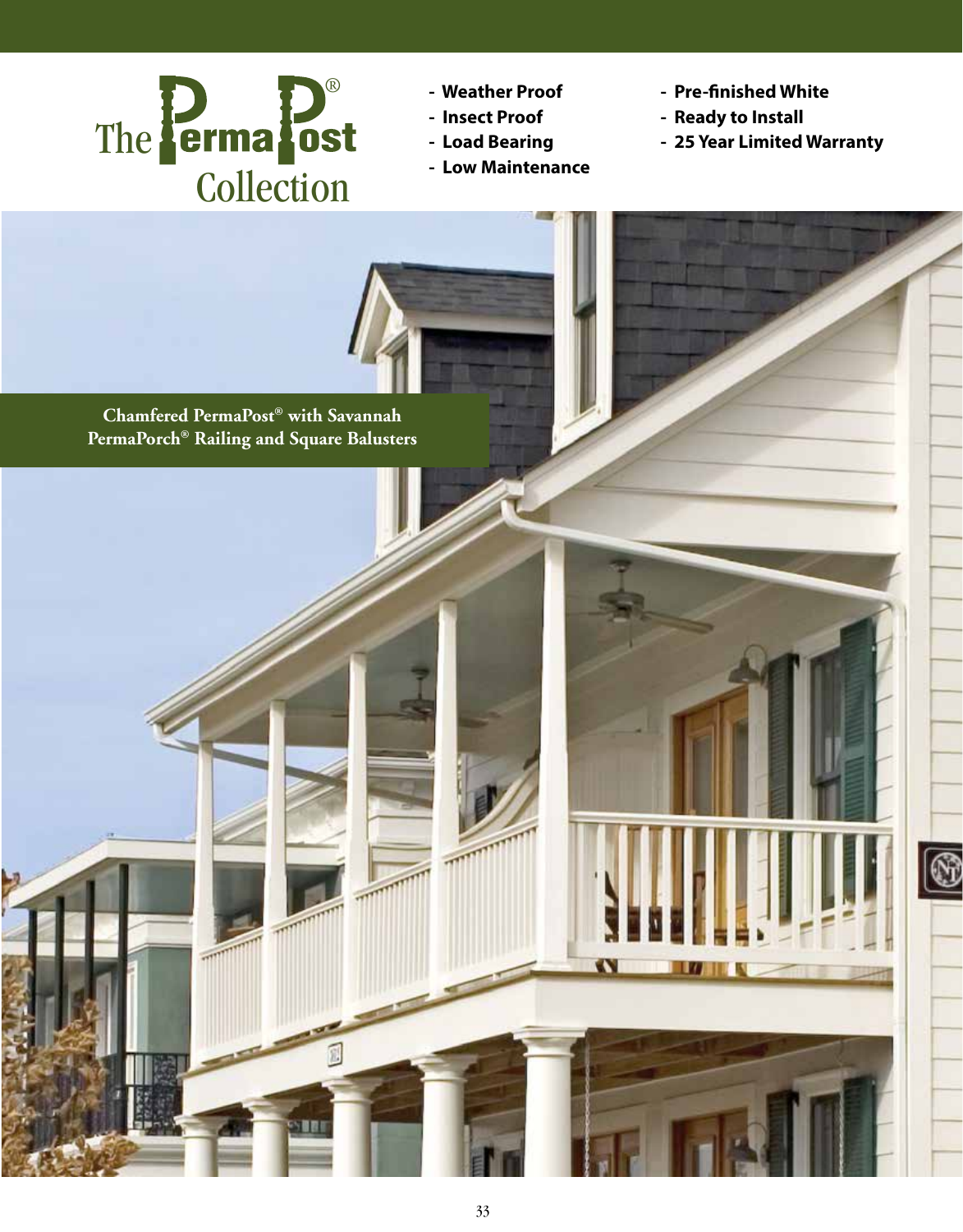# The PermaPost® Collection

- Weather Proof
- Insect Proof
- Load Bearing
- Low Maintenance
- Pre-finished White
- Ready to Install
- 25 Year Limited Warranty

**Chamfered PermaPost® with Savannah PermaPorch® Railing and Square Balusters**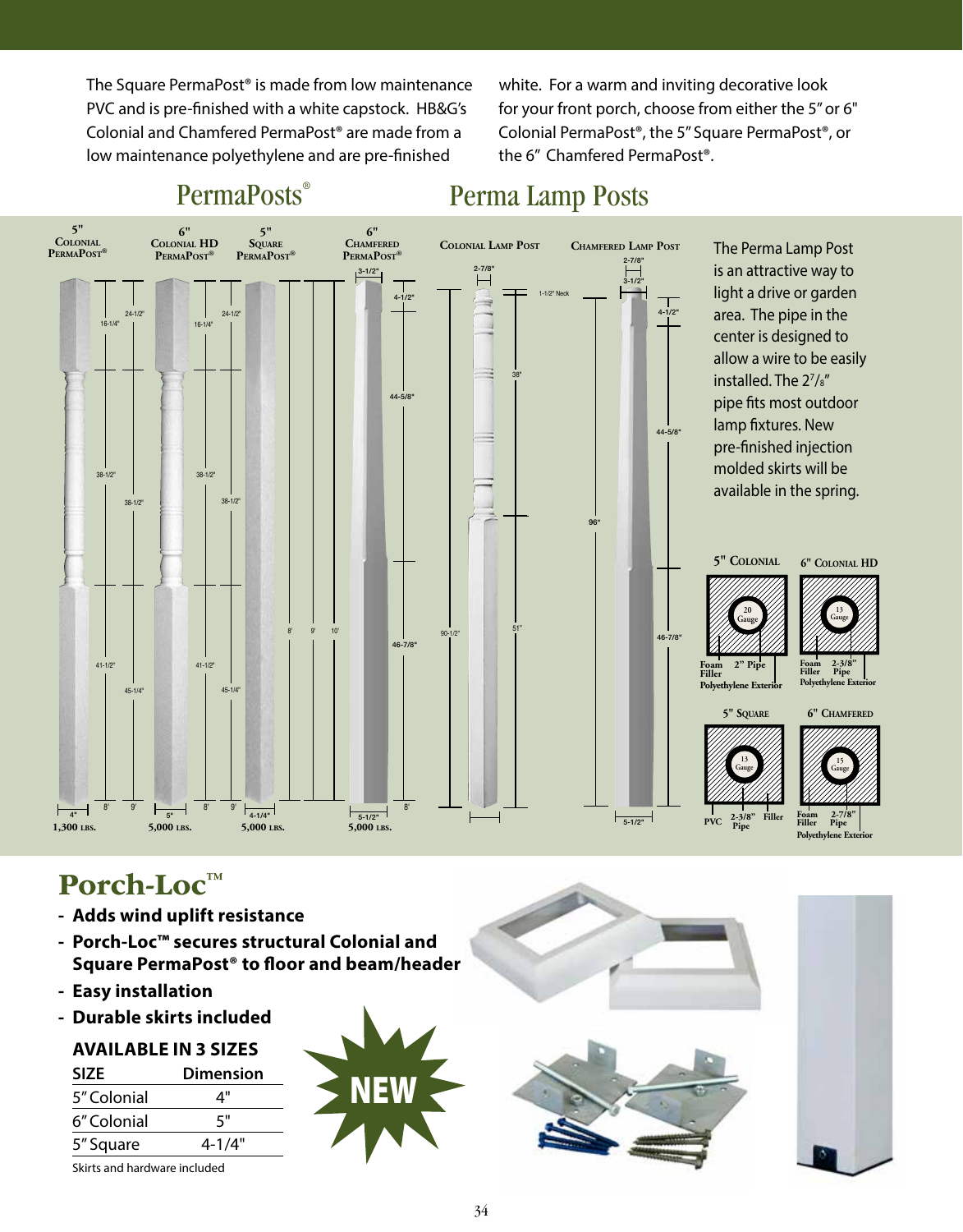The Square PermaPost® is made from low maintenance PVC and is pre-finished with a white capstock. HB&G's Colonial and Chamfered PermaPost® are made from a low maintenance polyethylene and are pre-finished white. For a warm and inviting decorative look for your front porch, choose from either the 5" or 6" Colonial PermaPost®, the 5" Square PermaPost®, or the 6" Chamfered PermaPost®.

## PermaPosts®

**5" Colonial PermaPost®** — 4" — 1,300 lbs.

**6" Colonial HD PermaPost®** — 5" — 5,000 lbs.

**5" Square PermaPost®** — 4-1/4" — 5,000 lbs.

**6" Chamfered PermaPost®** — 5-1/2" — 5,000 lbs.

## Perma Lamp Posts

**Colonial Lamp Post**

**Chamfered Lamp Post**

The Perma Lamp Post is an attractive way to light a drive or garden area. The pipe in the center is designed to allow a wire to be easily installed. The 2⁷/₈" pipe fits most outdoor lamp fixtures. New pre-finished injection molded skirts will be available in the spring.

**5" Colonial** — 20 Gauge, Foam Filler, 2" Pipe, Polyethylene Exterior

**6" Colonial HD** — 13 Gauge, Foam Filler, 2-3/8" Pipe, Polyethylene Exterior

**5" Square** — 13 Gauge, PVC, 2-3/8" Pipe, Filler

**6" Chamfered** — 15 Gauge, Foam Filler, 2-7/8" Pipe, Polyethylene Exterior

# Porch-Loc™

- **Adds wind uplift resistance**
- **Porch-Loc™ secures structural Colonial and Square PermaPost® to floor and beam/header**
- **Easy installation**
- **Durable skirts included**

**AVAILABLE IN 3 SIZES**

| SIZE | Dimension |
|---|---|
| 5" Colonial | 4" |
| 6" Colonial | 5" |
| 5" Square | 4-1/4" |

Skirts and hardware included

NEW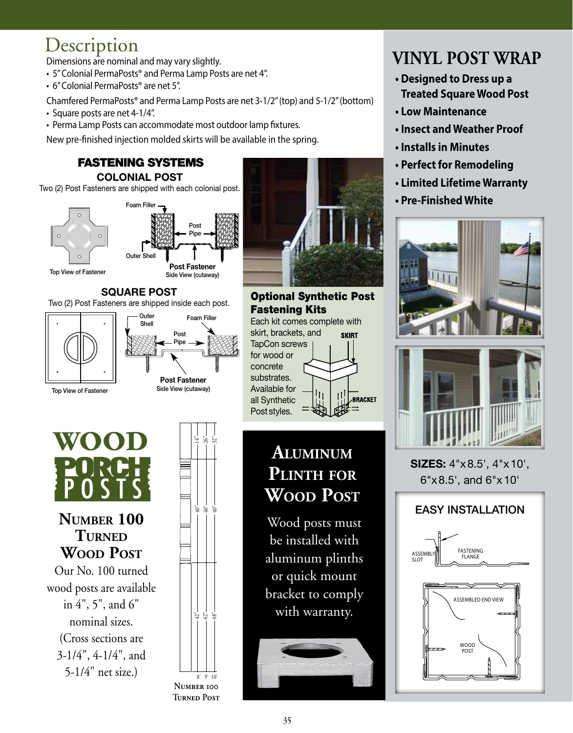# Description

Dimensions are nominal and may vary slightly.

- 5" Colonial PermaPosts® and Perma Lamp Posts are net 4".
- 6" Colonial PermaPosts® are net 5".

Chamfered PermaPosts® and Perma Lamp Posts are net 3-1/2" (top) and 5-1/2" (bottom)

- Square posts are net 4-1/4".
- Perma Lamp Posts can accommodate most outdoor lamp fixtures.

New pre-finished injection molded skirts will be available in the spring.

## FASTENING SYSTEMS

### COLONIAL POST

Two (2) Post Fasteners are shipped with each colonial post.

Top View of Fastener

Foam Filler

Post Pipe

Outer Shell

**Post Fastener**
Side View (cutaway)

### SQUARE POST

Two (2) Post Fasteners are shipped inside each post.

Top View of Fastener

Outer Shell

Foam Filler

Post Pipe

**Post Fastener**
Side View (cutaway)

### Optional Synthetic Post Fastening Kits

Each kit comes complete with skirt, brackets, and TapCon screws for wood or concrete substrates. Available for all Synthetic Post styles.

SKIRT

BRACKET

# WOOD PORCH POSTS

## Number 100 Turned Wood Post

Our No. 100 turned wood posts are available in 4", 5", and 6" nominal sizes. (Cross sections are 3-1/4", 4-1/4", and 5-1/4" net size.)

14" 26" 32"

40" 40" 40"

42" 42" 48"

8' 9' 10'

Number 100 Turned Post

## Aluminum Plinth for Wood Post

Wood posts must be installed with aluminum plinths or quick mount bracket to comply with warranty.

# VINYL POST WRAP

- **Designed to Dress up a Treated Square Wood Post**
- **Low Maintenance**
- **Insect and Weather Proof**
- **Installs in Minutes**
- **Perfect for Remodeling**
- **Limited Lifetime Warranty**
- **Pre-Finished White**

**SIZES:** 4"x8.5', 4"x10', 6"x8.5', and 6"x10'

### EASY INSTALLATION

ASSEMBLY SLOT

FASTENING FLANGE

ASSEMBLED END VIEW

WOOD POST